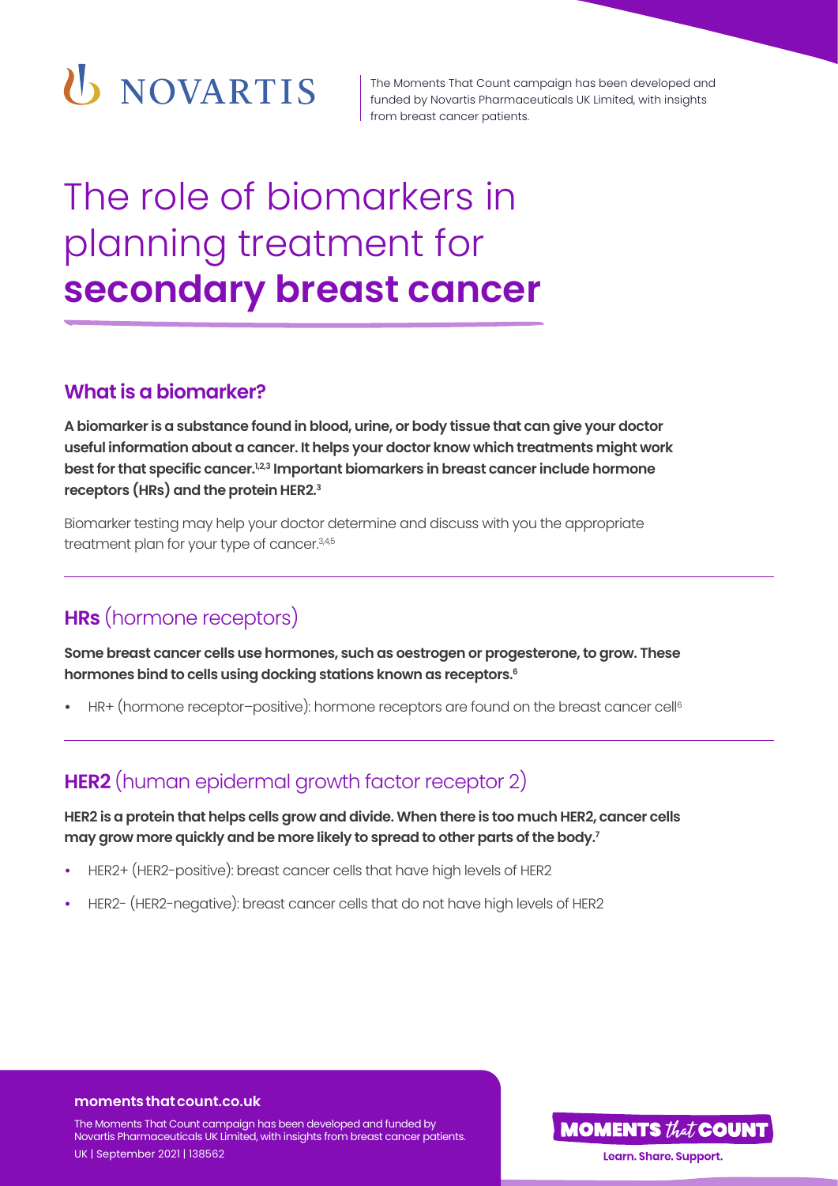The Moments That Count campaign has been developed and funded by Novartis Pharmaceuticals UK Limited, with insights from breast cancer patients.

# The role of biomarkers in planning treatment for **secondary breast cancer**

## What is a biomarker?

**A biomarker is a substance found in blood, urine, or body tissue that can give your doctor useful information about a cancer. It helps your doctor know which treatments might work best for that specific cancer.[1,2,3] Important biomarkers in breast cancer include hormone receptors (HRs) and the protein HER2.[3]**

Biomarker testing may help your doctor determine and discuss with you the appropriate treatment plan for your type of cancer.[3,4,5]

## **HRs** (hormone receptors)

**Some breast cancer cells use hormones, such as oestrogen or progesterone, to grow. These hormones bind to cells using docking stations known as receptors.[6]**

- HR+ (hormone receptor–positive): hormone receptors are found on the breast cancer cell[6]

## **HER2** (human epidermal growth factor receptor 2)

**HER2 is a protein that helps cells grow and divide. When there is too much HER2, cancer cells may grow more quickly and be more likely to spread to other parts of the body.[7]**

- HER2+ (HER2-positive): breast cancer cells that have high levels of HER2
- HER2- (HER2-negative): breast cancer cells that do not have high levels of HER2

**momentsthatcount.co.uk**

The Moments That Count campaign has been developed and funded by Novartis Pharmaceuticals UK Limited, with insights from breast cancer patients.
UK | September 2021 | 138562

MOMENTS *that* COUNT
Learn. Share. Support.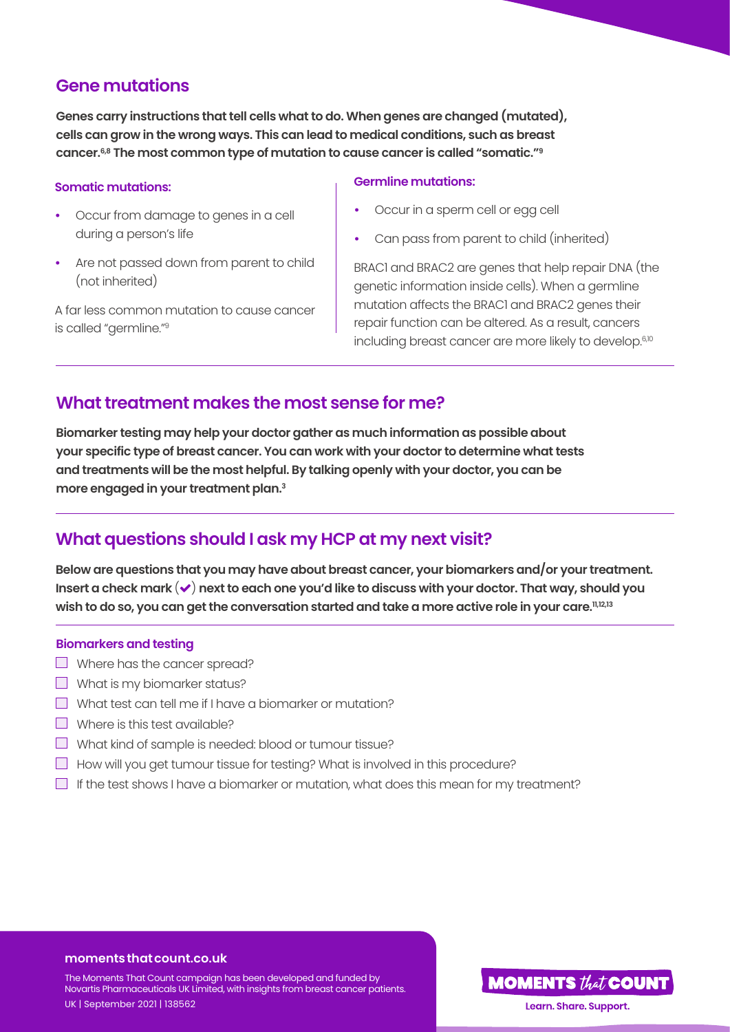## Gene mutations

**Genes carry instructions that tell cells what to do. When genes are changed (mutated), cells can grow in the wrong ways. This can lead to medical conditions, such as breast cancer.[6,8] The most common type of mutation to cause cancer is called "somatic."[9]**

### Somatic mutations:

- Occur from damage to genes in a cell during a person's life
- Are not passed down from parent to child (not inherited)

A far less common mutation to cause cancer is called "germline."[9]

### Germline mutations:

- Occur in a sperm cell or egg cell
- Can pass from parent to child (inherited)

BRAC1 and BRAC2 are genes that help repair DNA (the genetic information inside cells). When a germline mutation affects the BRAC1 and BRAC2 genes their repair function can be altered. As a result, cancers including breast cancer are more likely to develop.[6,10]

## What treatment makes the most sense for me?

**Biomarker testing may help your doctor gather as much information as possible about your specific type of breast cancer. You can work with your doctor to determine what tests and treatments will be the most helpful. By talking openly with your doctor, you can be more engaged in your treatment plan.[3]**

## What questions should I ask my HCP at my next visit?

**Below are questions that you may have about breast cancer, your biomarkers and/or your treatment. Insert a check mark (✔) next to each one you'd like to discuss with your doctor. That way, should you wish to do so, you can get the conversation started and take a more active role in your care.[11,12,13]**

### Biomarkers and testing

- [ ] Where has the cancer spread?
- [ ] What is my biomarker status?
- [ ] What test can tell me if I have a biomarker or mutation?
- [ ] Where is this test available?
- [ ] What kind of sample is needed: blood or tumour tissue?
- [ ] How will you get tumour tissue for testing? What is involved in this procedure?
- [ ] If the test shows I have a biomarker or mutation, what does this mean for my treatment?

**moments that count.co.uk**

The Moments That Count campaign has been developed and funded by Novartis Pharmaceuticals UK Limited, with insights from breast cancer patients.

UK | September 2021 | 138562

MOMENTS *that* COUNT

Learn. Share. Support.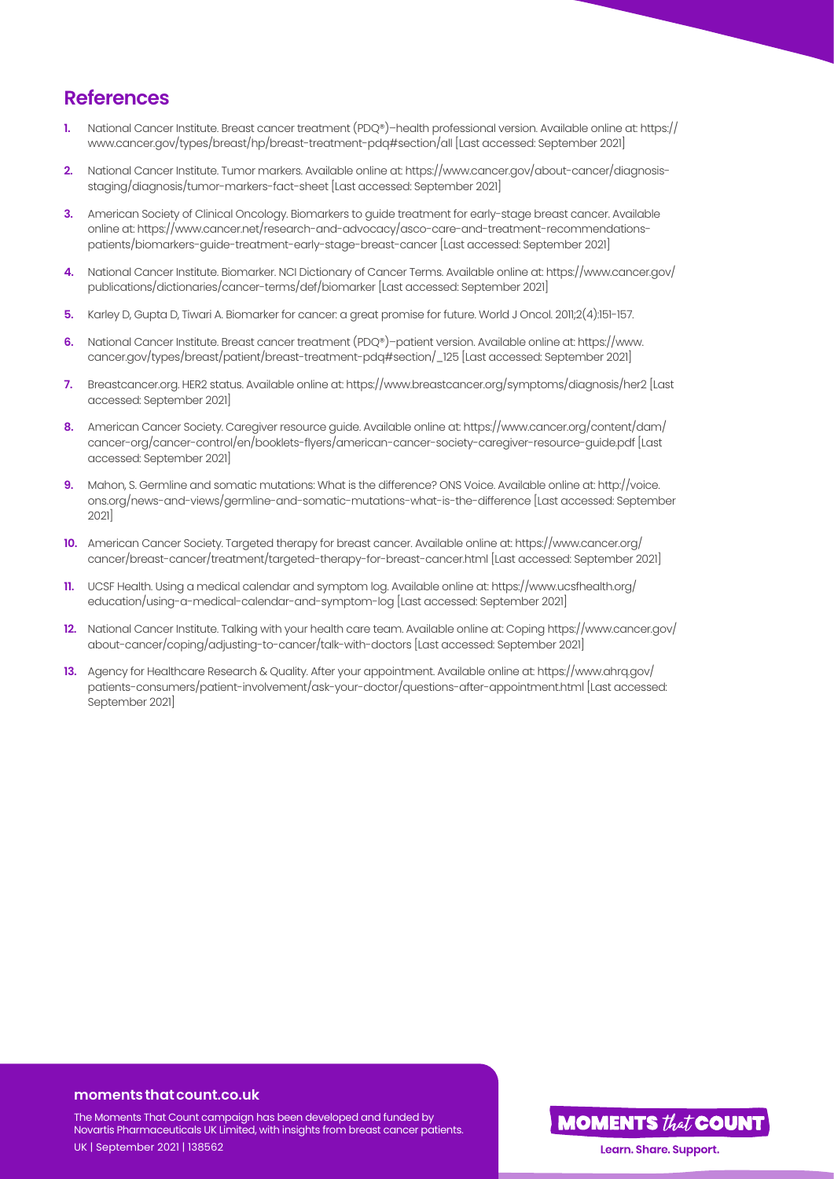## References

1. National Cancer Institute. Breast cancer treatment (PDQ®)–health professional version. Available online at: https://www.cancer.gov/types/breast/hp/breast-treatment-pdq#section/all [Last accessed: September 2021]
2. National Cancer Institute. Tumor markers. Available online at: https://www.cancer.gov/about-cancer/diagnosis-staging/diagnosis/tumor-markers-fact-sheet [Last accessed: September 2021]
3. American Society of Clinical Oncology. Biomarkers to guide treatment for early-stage breast cancer. Available online at: https://www.cancer.net/research-and-advocacy/asco-care-and-treatment-recommendations-patients/biomarkers-guide-treatment-early-stage-breast-cancer [Last accessed: September 2021]
4. National Cancer Institute. Biomarker. NCI Dictionary of Cancer Terms. Available online at: https://www.cancer.gov/publications/dictionaries/cancer-terms/def/biomarker [Last accessed: September 2021]
5. Karley D, Gupta D, Tiwari A. Biomarker for cancer: a great promise for future. World J Oncol. 2011;2(4):151-157.
6. National Cancer Institute. Breast cancer treatment (PDQ®)–patient version. Available online at: https://www.cancer.gov/types/breast/patient/breast-treatment-pdq#section/_125 [Last accessed: September 2021]
7. Breastcancer.org. HER2 status. Available online at: https://www.breastcancer.org/symptoms/diagnosis/her2 [Last accessed: September 2021]
8. American Cancer Society. Caregiver resource guide. Available online at: https://www.cancer.org/content/dam/cancer-org/cancer-control/en/booklets-flyers/american-cancer-society-caregiver-resource-guide.pdf [Last accessed: September 2021]
9. Mahon, S. Germline and somatic mutations: What is the difference? ONS Voice. Available online at: http://voice.ons.org/news-and-views/germline-and-somatic-mutations-what-is-the-difference [Last accessed: September 2021]
10. American Cancer Society. Targeted therapy for breast cancer. Available online at: https://www.cancer.org/cancer/breast-cancer/treatment/targeted-therapy-for-breast-cancer.html [Last accessed: September 2021]
11. UCSF Health. Using a medical calendar and symptom log. Available online at: https://www.ucsfhealth.org/education/using-a-medical-calendar-and-symptom-log [Last accessed: September 2021]
12. National Cancer Institute. Talking with your health care team. Available online at: Coping https://www.cancer.gov/about-cancer/coping/adjusting-to-cancer/talk-with-doctors [Last accessed: September 2021]
13. Agency for Healthcare Research & Quality. After your appointment. Available online at: https://www.ahrq.gov/patients-consumers/patient-involvement/ask-your-doctor/questions-after-appointment.html [Last accessed: September 2021]

**momentsthatcount.co.uk**

The Moments That Count campaign has been developed and funded by Novartis Pharmaceuticals UK Limited, with insights from breast cancer patients.

UK | September 2021 | 138562

MOMENTS *that* COUNT

Learn. Share. Support.